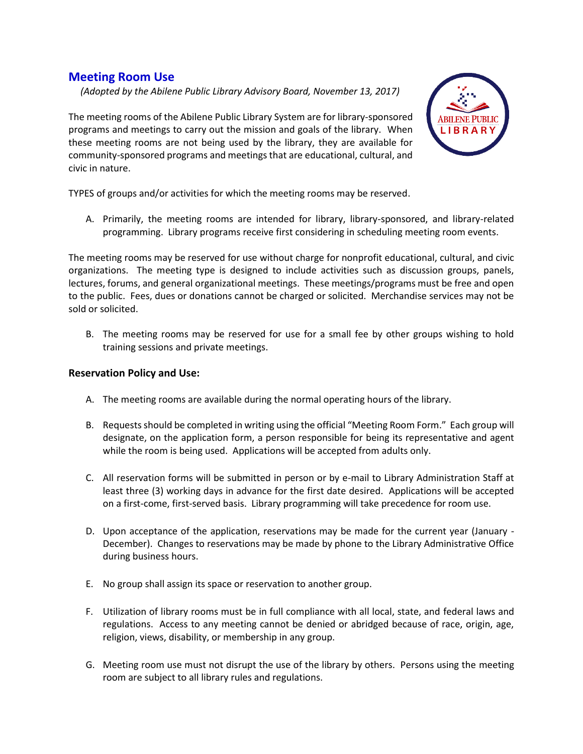## Meeting Room Use

*(Adopted by the Abilene Public Library Advisory Board, November 13, 2017)*

The meeting rooms of the Abilene Public Library System are for library-sponsored programs and meetings to carry out the mission and goals of the library. When these meeting rooms are not being used by the library, they are available for community-sponsored programs and meetings that are educational, cultural, and civic in nature.

TYPES of groups and/or activities for which the meeting rooms may be reserved.

A. Primarily, the meeting rooms are intended for library, library-sponsored, and library-related programming. Library programs receive first considering in scheduling meeting room events.

The meeting rooms may be reserved for use without charge for nonprofit educational, cultural, and civic organizations. The meeting type is designed to include activities such as discussion groups, panels, lectures, forums, and general organizational meetings. These meetings/programs must be free and open to the public. Fees, dues or donations cannot be charged or solicited. Merchandise services may not be sold or solicited.

B. The meeting rooms may be reserved for use for a small fee by other groups wishing to hold training sessions and private meetings.

### Reservation Policy and Use:

A. The meeting rooms are available during the normal operating hours of the library.

B. Requests should be completed in writing using the official "Meeting Room Form." Each group will designate, on the application form, a person responsible for being its representative and agent while the room is being used. Applications will be accepted from adults only.

C. All reservation forms will be submitted in person or by e-mail to Library Administration Staff at least three (3) working days in advance for the first date desired. Applications will be accepted on a first-come, first-served basis. Library programming will take precedence for room use.

D. Upon acceptance of the application, reservations may be made for the current year (January - December). Changes to reservations may be made by phone to the Library Administrative Office during business hours.

E. No group shall assign its space or reservation to another group.

F. Utilization of library rooms must be in full compliance with all local, state, and federal laws and regulations. Access to any meeting cannot be denied or abridged because of race, origin, age, religion, views, disability, or membership in any group.

G. Meeting room use must not disrupt the use of the library by others. Persons using the meeting room are subject to all library rules and regulations.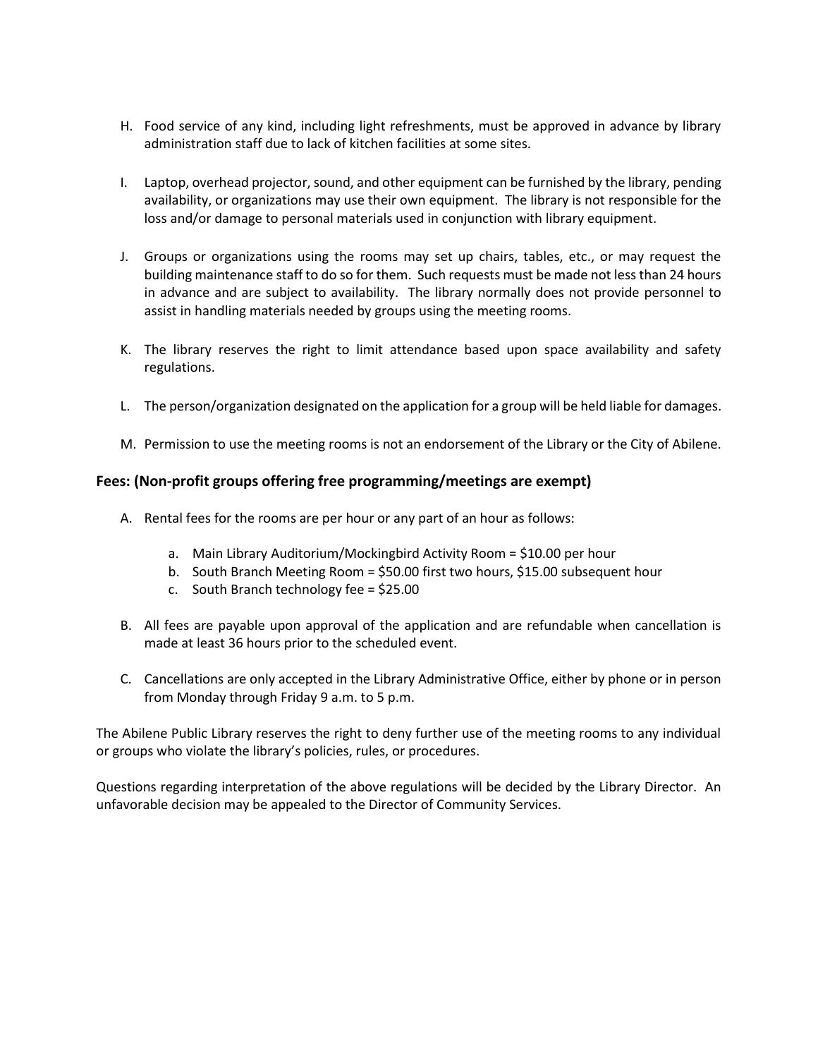H. Food service of any kind, including light refreshments, must be approved in advance by library administration staff due to lack of kitchen facilities at some sites.

I. Laptop, overhead projector, sound, and other equipment can be furnished by the library, pending availability, or organizations may use their own equipment. The library is not responsible for the loss and/or damage to personal materials used in conjunction with library equipment.

J. Groups or organizations using the rooms may set up chairs, tables, etc., or may request the building maintenance staff to do so for them. Such requests must be made not less than 24 hours in advance and are subject to availability. The library normally does not provide personnel to assist in handling materials needed by groups using the meeting rooms.

K. The library reserves the right to limit attendance based upon space availability and safety regulations.

L. The person/organization designated on the application for a group will be held liable for damages.

M. Permission to use the meeting rooms is not an endorsement of the Library or the City of Abilene.

### Fees: (Non-profit groups offering free programming/meetings are exempt)

A. Rental fees for the rooms are per hour or any part of an hour as follows:

   a. Main Library Auditorium/Mockingbird Activity Room = $10.00 per hour
   b. South Branch Meeting Room = $50.00 first two hours, $15.00 subsequent hour
   c. South Branch technology fee = $25.00

B. All fees are payable upon approval of the application and are refundable when cancellation is made at least 36 hours prior to the scheduled event.

C. Cancellations are only accepted in the Library Administrative Office, either by phone or in person from Monday through Friday 9 a.m. to 5 p.m.

The Abilene Public Library reserves the right to deny further use of the meeting rooms to any individual or groups who violate the library's policies, rules, or procedures.

Questions regarding interpretation of the above regulations will be decided by the Library Director. An unfavorable decision may be appealed to the Director of Community Services.